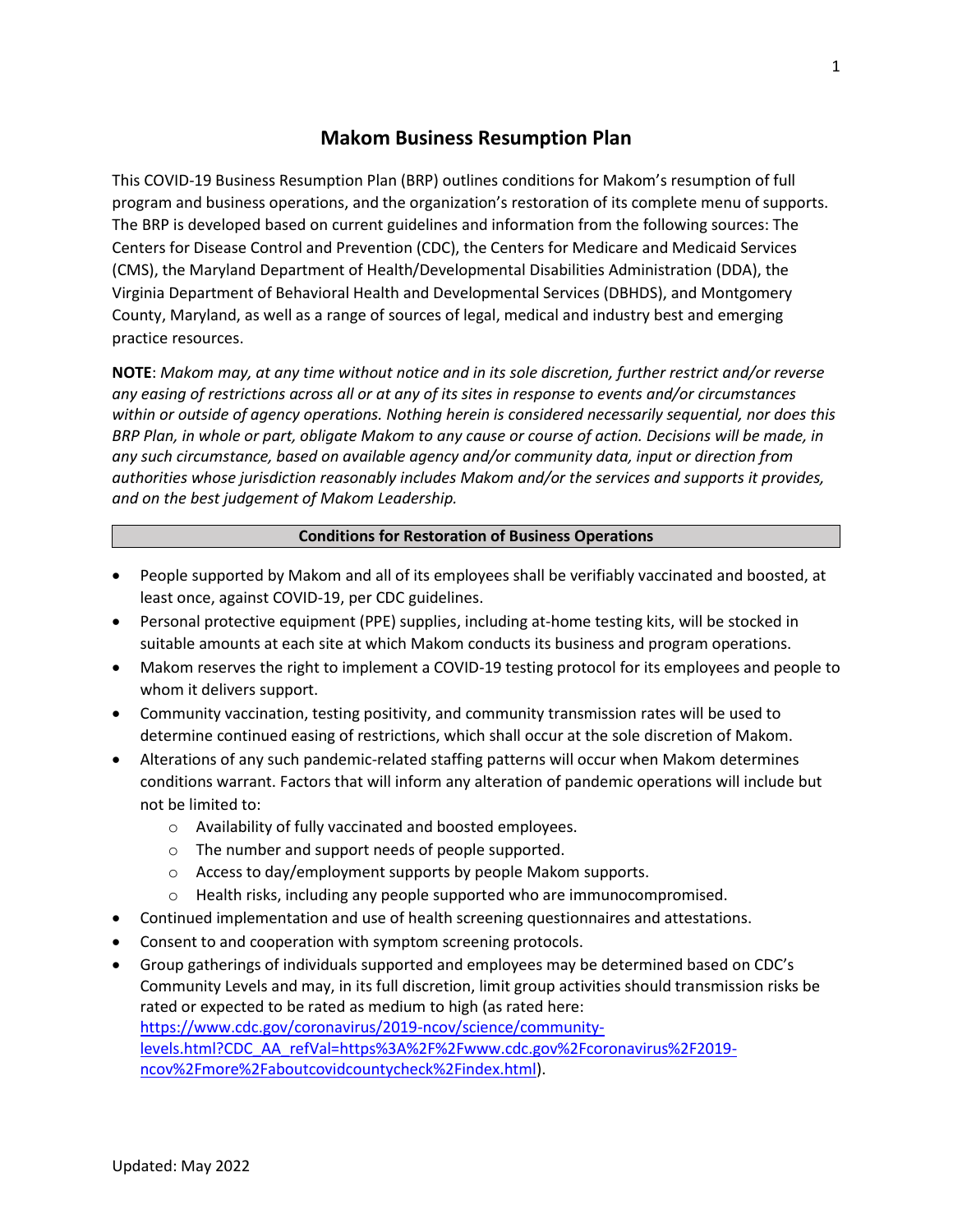# Makom Business Resumption Plan

This COVID-19 Business Resumption Plan (BRP) outlines conditions for Makom's resumption of full program and business operations, and the organization's restoration of its complete menu of supports. The BRP is developed based on current guidelines and information from the following sources: The Centers for Disease Control and Prevention (CDC), the Centers for Medicare and Medicaid Services (CMS), the Maryland Department of Health/Developmental Disabilities Administration (DDA), the Virginia Department of Behavioral Health and Developmental Services (DBHDS), and Montgomery County, Maryland, as well as a range of sources of legal, medical and industry best and emerging practice resources.

**NOTE**: *Makom may, at any time without notice and in its sole discretion, further restrict and/or reverse any easing of restrictions across all or at any of its sites in response to events and/or circumstances within or outside of agency operations. Nothing herein is considered necessarily sequential, nor does this BRP Plan, in whole or part, obligate Makom to any cause or course of action. Decisions will be made, in any such circumstance, based on available agency and/or community data, input or direction from authorities whose jurisdiction reasonably includes Makom and/or the services and supports it provides, and on the best judgement of Makom Leadership.*

## Conditions for Restoration of Business Operations

- People supported by Makom and all of its employees shall be verifiably vaccinated and boosted, at least once, against COVID-19, per CDC guidelines.
- Personal protective equipment (PPE) supplies, including at-home testing kits, will be stocked in suitable amounts at each site at which Makom conducts its business and program operations.
- Makom reserves the right to implement a COVID-19 testing protocol for its employees and people to whom it delivers support.
- Community vaccination, testing positivity, and community transmission rates will be used to determine continued easing of restrictions, which shall occur at the sole discretion of Makom.
- Alterations of any such pandemic-related staffing patterns will occur when Makom determines conditions warrant. Factors that will inform any alteration of pandemic operations will include but not be limited to:
  - Availability of fully vaccinated and boosted employees.
  - The number and support needs of people supported.
  - Access to day/employment supports by people Makom supports.
  - Health risks, including any people supported who are immunocompromised.
- Continued implementation and use of health screening questionnaires and attestations.
- Consent to and cooperation with symptom screening protocols.
- Group gatherings of individuals supported and employees may be determined based on CDC's Community Levels and may, in its full discretion, limit group activities should transmission risks be rated or expected to be rated as medium to high (as rated here: https://www.cdc.gov/coronavirus/2019-ncov/science/community-levels.html?CDC_AA_refVal=https%3A%2F%2Fwww.cdc.gov%2Fcoronavirus%2F2019-ncov%2Fmore%2Faboutcovidcountycheck%2Findex.html).

Updated: May 2022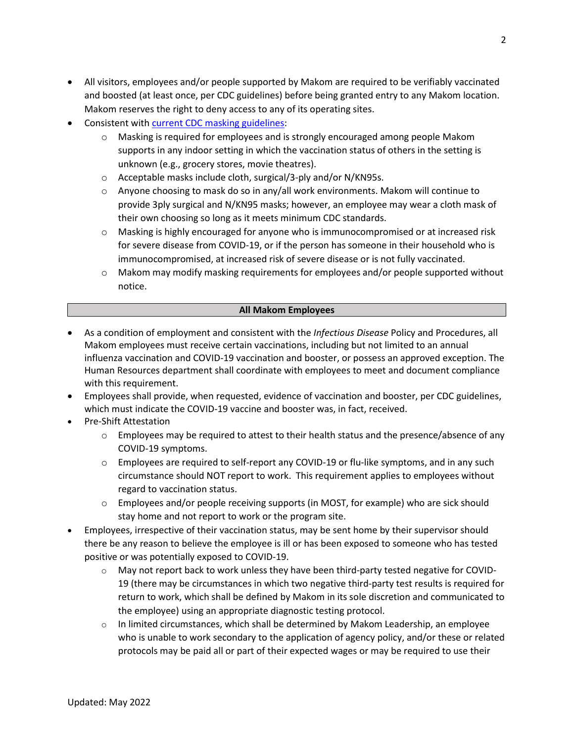- All visitors, employees and/or people supported by Makom are required to be verifiably vaccinated and boosted (at least once, per CDC guidelines) before being granted entry to any Makom location. Makom reserves the right to deny access to any of its operating sites.
- Consistent with [current CDC masking guidelines](current CDC masking guidelines):
    - Masking is required for employees and is strongly encouraged among people Makom supports in any indoor setting in which the vaccination status of others in the setting is unknown (e.g., grocery stores, movie theatres).
    - Acceptable masks include cloth, surgical/3-ply and/or N/KN95s.
    - Anyone choosing to mask do so in any/all work environments. Makom will continue to provide 3ply surgical and N/KN95 masks; however, an employee may wear a cloth mask of their own choosing so long as it meets minimum CDC standards.
    - Masking is highly encouraged for anyone who is immunocompromised or at increased risk for severe disease from COVID-19, or if the person has someone in their household who is immunocompromised, at increased risk of severe disease or is not fully vaccinated.
    - Makom may modify masking requirements for employees and/or people supported without notice.

## All Makom Employees

- As a condition of employment and consistent with the *Infectious Disease* Policy and Procedures, all Makom employees must receive certain vaccinations, including but not limited to an annual influenza vaccination and COVID-19 vaccination and booster, or possess an approved exception. The Human Resources department shall coordinate with employees to meet and document compliance with this requirement.
- Employees shall provide, when requested, evidence of vaccination and booster, per CDC guidelines, which must indicate the COVID-19 vaccine and booster was, in fact, received.
- Pre-Shift Attestation
    - Employees may be required to attest to their health status and the presence/absence of any COVID-19 symptoms.
    - Employees are required to self-report any COVID-19 or flu-like symptoms, and in any such circumstance should NOT report to work. This requirement applies to employees without regard to vaccination status.
    - Employees and/or people receiving supports (in MOST, for example) who are sick should stay home and not report to work or the program site.
- Employees, irrespective of their vaccination status, may be sent home by their supervisor should there be any reason to believe the employee is ill or has been exposed to someone who has tested positive or was potentially exposed to COVID-19.
    - May not report back to work unless they have been third-party tested negative for COVID-19 (there may be circumstances in which two negative third-party test results is required for return to work, which shall be defined by Makom in its sole discretion and communicated to the employee) using an appropriate diagnostic testing protocol.
    - In limited circumstances, which shall be determined by Makom Leadership, an employee who is unable to work secondary to the application of agency policy, and/or these or related protocols may be paid all or part of their expected wages or may be required to use their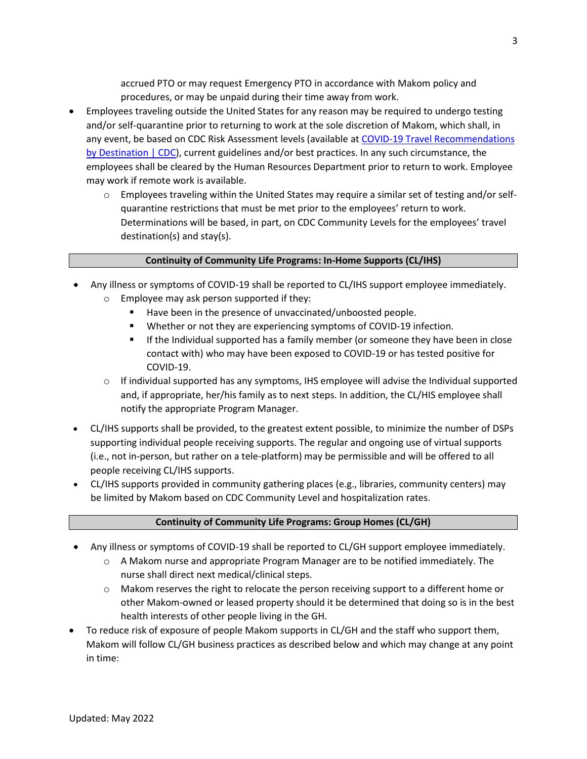accrued PTO or may request Emergency PTO in accordance with Makom policy and procedures, or may be unpaid during their time away from work.

- Employees traveling outside the United States for any reason may be required to undergo testing and/or self-quarantine prior to returning to work at the sole discretion of Makom, which shall, in any event, be based on CDC Risk Assessment levels (available at [COVID-19 Travel Recommendations by Destination | CDC]), current guidelines and/or best practices. In any such circumstance, the employees shall be cleared by the Human Resources Department prior to return to work. Employee may work if remote work is available.
  - Employees traveling within the United States may require a similar set of testing and/or self-quarantine restrictions that must be met prior to the employees' return to work. Determinations will be based, in part, on CDC Community Levels for the employees' travel destination(s) and stay(s).

**Continuity of Community Life Programs: In-Home Supports (CL/IHS)**

- Any illness or symptoms of COVID-19 shall be reported to CL/IHS support employee immediately.
  - Employee may ask person supported if they:
    - Have been in the presence of unvaccinated/unboosted people.
    - Whether or not they are experiencing symptoms of COVID-19 infection.
    - If the Individual supported has a family member (or someone they have been in close contact with) who may have been exposed to COVID-19 or has tested positive for COVID-19.
  - If individual supported has any symptoms, IHS employee will advise the Individual supported and, if appropriate, her/his family as to next steps. In addition, the CL/HIS employee shall notify the appropriate Program Manager.
- CL/IHS supports shall be provided, to the greatest extent possible, to minimize the number of DSPs supporting individual people receiving supports. The regular and ongoing use of virtual supports (i.e., not in-person, but rather on a tele-platform) may be permissible and will be offered to all people receiving CL/IHS supports.
- CL/IHS supports provided in community gathering places (e.g., libraries, community centers) may be limited by Makom based on CDC Community Level and hospitalization rates.

**Continuity of Community Life Programs: Group Homes (CL/GH)**

- Any illness or symptoms of COVID-19 shall be reported to CL/GH support employee immediately.
  - A Makom nurse and appropriate Program Manager are to be notified immediately. The nurse shall direct next medical/clinical steps.
  - Makom reserves the right to relocate the person receiving support to a different home or other Makom-owned or leased property should it be determined that doing so is in the best health interests of other people living in the GH.
- To reduce risk of exposure of people Makom supports in CL/GH and the staff who support them, Makom will follow CL/GH business practices as described below and which may change at any point in time: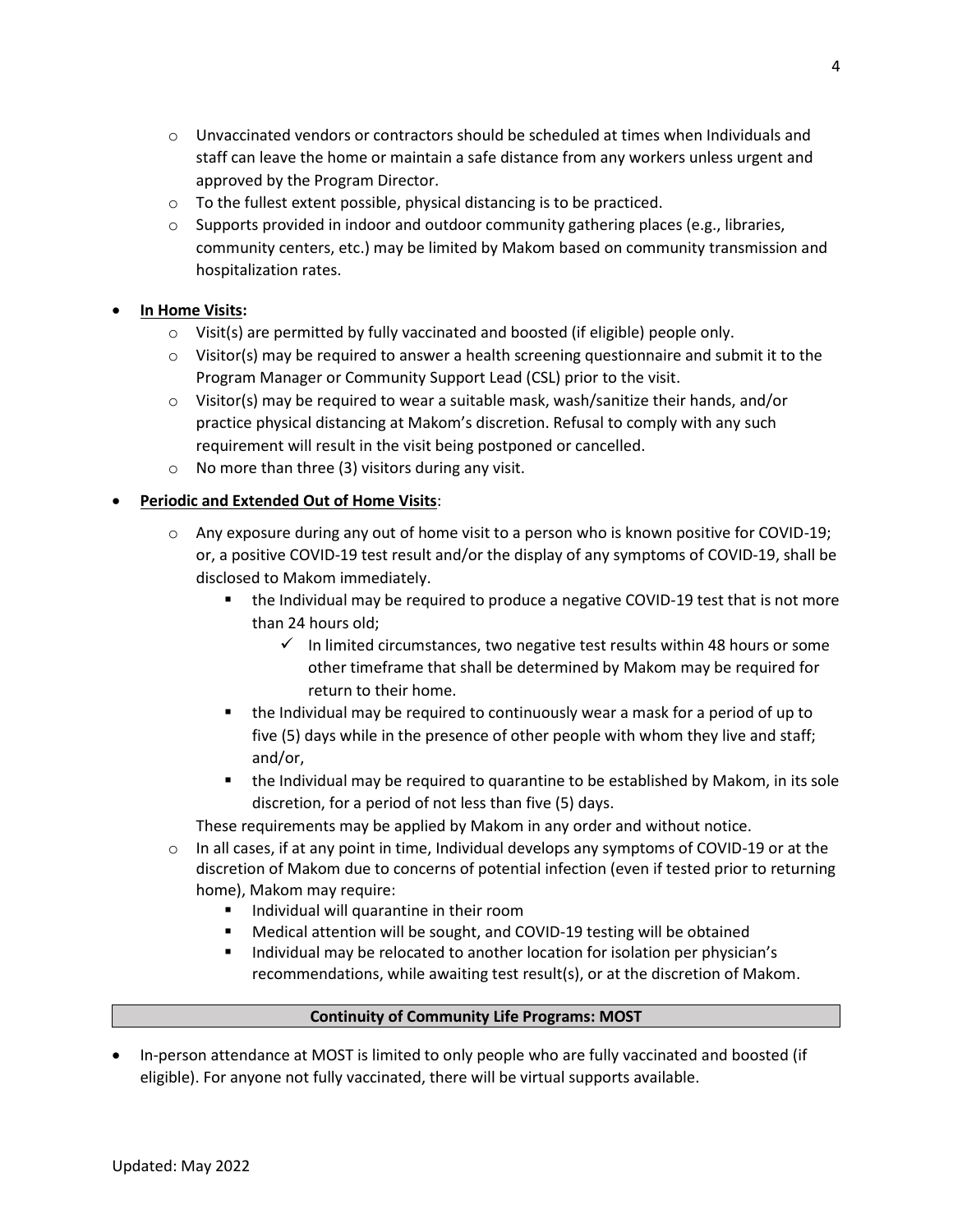- Unvaccinated vendors or contractors should be scheduled at times when Individuals and staff can leave the home or maintain a safe distance from any workers unless urgent and approved by the Program Director.
- To the fullest extent possible, physical distancing is to be practiced.
- Supports provided in indoor and outdoor community gathering places (e.g., libraries, community centers, etc.) may be limited by Makom based on community transmission and hospitalization rates.

- **<u>In Home Visits</u>:**
  - Visit(s) are permitted by fully vaccinated and boosted (if eligible) people only.
  - Visitor(s) may be required to answer a health screening questionnaire and submit it to the Program Manager or Community Support Lead (CSL) prior to the visit.
  - Visitor(s) may be required to wear a suitable mask, wash/sanitize their hands, and/or practice physical distancing at Makom's discretion. Refusal to comply with any such requirement will result in the visit being postponed or cancelled.
  - No more than three (3) visitors during any visit.

- **<u>Periodic and Extended Out of Home Visits</u>**:
  - Any exposure during any out of home visit to a person who is known positive for COVID-19; or, a positive COVID-19 test result and/or the display of any symptoms of COVID-19, shall be disclosed to Makom immediately.
    - the Individual may be required to produce a negative COVID-19 test that is not more than 24 hours old;
      - ✓ In limited circumstances, two negative test results within 48 hours or some other timeframe that shall be determined by Makom may be required for return to their home.
    - the Individual may be required to continuously wear a mask for a period of up to five (5) days while in the presence of other people with whom they live and staff; and/or,
    - the Individual may be required to quarantine to be established by Makom, in its sole discretion, for a period of not less than five (5) days.

    These requirements may be applied by Makom in any order and without notice.
  - In all cases, if at any point in time, Individual develops any symptoms of COVID-19 or at the discretion of Makom due to concerns of potential infection (even if tested prior to returning home), Makom may require:
    - Individual will quarantine in their room
    - Medical attention will be sought, and COVID-19 testing will be obtained
    - Individual may be relocated to another location for isolation per physician's recommendations, while awaiting test result(s), or at the discretion of Makom.

| **Continuity of Community Life Programs: MOST** |
|---|

- In-person attendance at MOST is limited to only people who are fully vaccinated and boosted (if eligible). For anyone not fully vaccinated, there will be virtual supports available.

Updated: May 2022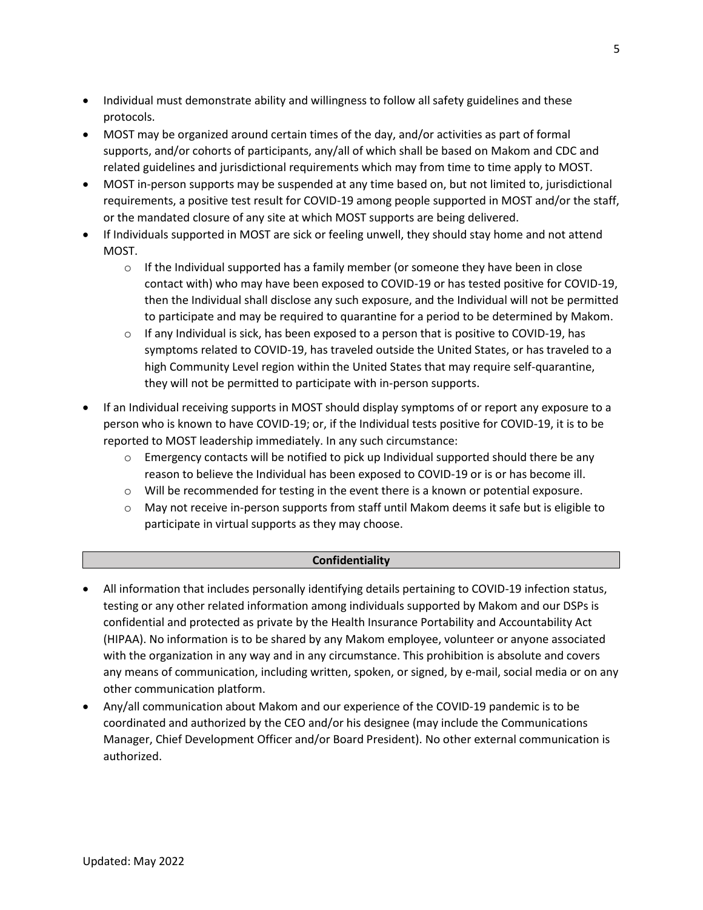- Individual must demonstrate ability and willingness to follow all safety guidelines and these protocols.
- MOST may be organized around certain times of the day, and/or activities as part of formal supports, and/or cohorts of participants, any/all of which shall be based on Makom and CDC and related guidelines and jurisdictional requirements which may from time to time apply to MOST.
- MOST in-person supports may be suspended at any time based on, but not limited to, jurisdictional requirements, a positive test result for COVID-19 among people supported in MOST and/or the staff, or the mandated closure of any site at which MOST supports are being delivered.
- If Individuals supported in MOST are sick or feeling unwell, they should stay home and not attend MOST.
  - If the Individual supported has a family member (or someone they have been in close contact with) who may have been exposed to COVID-19 or has tested positive for COVID-19, then the Individual shall disclose any such exposure, and the Individual will not be permitted to participate and may be required to quarantine for a period to be determined by Makom.
  - If any Individual is sick, has been exposed to a person that is positive to COVID-19, has symptoms related to COVID-19, has traveled outside the United States, or has traveled to a high Community Level region within the United States that may require self-quarantine, they will not be permitted to participate with in-person supports.
- If an Individual receiving supports in MOST should display symptoms of or report any exposure to a person who is known to have COVID-19; or, if the Individual tests positive for COVID-19, it is to be reported to MOST leadership immediately. In any such circumstance:
  - Emergency contacts will be notified to pick up Individual supported should there be any reason to believe the Individual has been exposed to COVID-19 or is or has become ill.
  - Will be recommended for testing in the event there is a known or potential exposure.
  - May not receive in-person supports from staff until Makom deems it safe but is eligible to participate in virtual supports as they may choose.

## Confidentiality

- All information that includes personally identifying details pertaining to COVID-19 infection status, testing or any other related information among individuals supported by Makom and our DSPs is confidential and protected as private by the Health Insurance Portability and Accountability Act (HIPAA). No information is to be shared by any Makom employee, volunteer or anyone associated with the organization in any way and in any circumstance. This prohibition is absolute and covers any means of communication, including written, spoken, or signed, by e-mail, social media or on any other communication platform.
- Any/all communication about Makom and our experience of the COVID-19 pandemic is to be coordinated and authorized by the CEO and/or his designee (may include the Communications Manager, Chief Development Officer and/or Board President). No other external communication is authorized.

Updated: May 2022